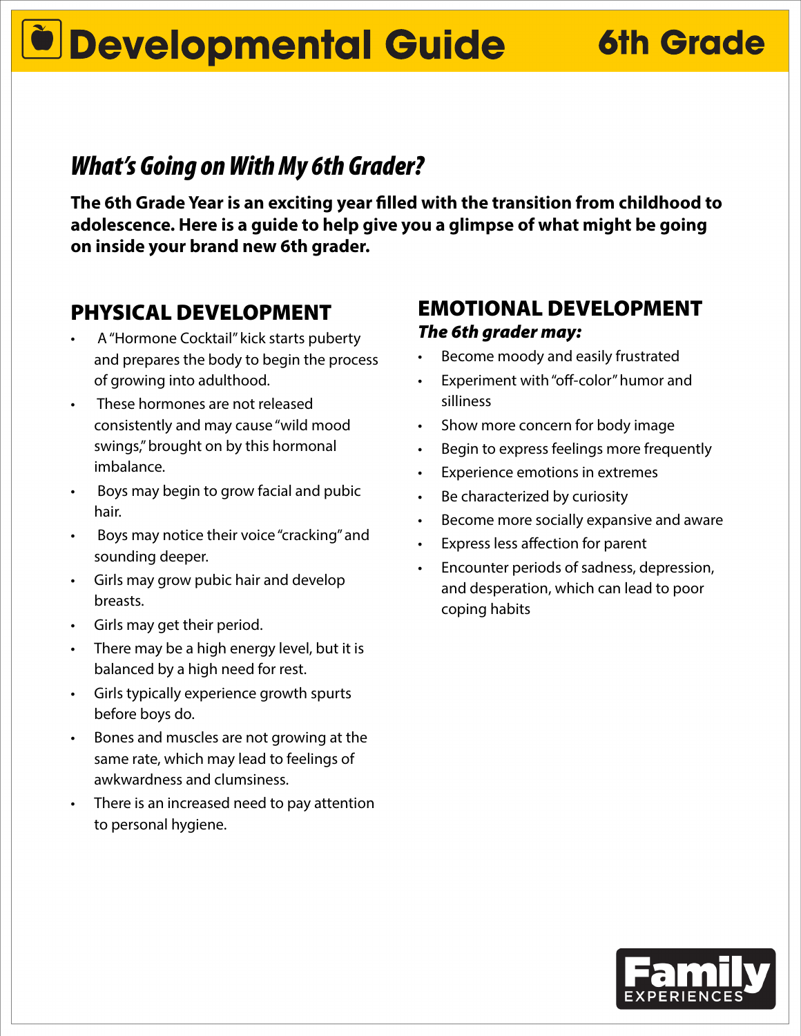# Developmental Guide 6th Grade

## What's Going on With My 6th Grader?

**The 6th Grade Year is an exciting year filled with the transition from childhood to adolescence. Here is a guide to help give you a glimpse of what might be going on inside your brand new 6th grader.**

### PHYSICAL DEVELOPMENT

- A "Hormone Cocktail" kick starts puberty and prepares the body to begin the process of growing into adulthood.
- These hormones are not released consistently and may cause "wild mood swings," brought on by this hormonal imbalance.
- Boys may begin to grow facial and pubic hair.
- Boys may notice their voice "cracking" and sounding deeper.
- Girls may grow pubic hair and develop breasts.
- Girls may get their period.
- There may be a high energy level, but it is balanced by a high need for rest.
- Girls typically experience growth spurts before boys do.
- Bones and muscles are not growing at the same rate, which may lead to feelings of awkwardness and clumsiness.
- There is an increased need to pay attention to personal hygiene.

### EMOTIONAL DEVELOPMENT

***The 6th grader may:***

- Become moody and easily frustrated
- Experiment with "off-color" humor and silliness
- Show more concern for body image
- Begin to express feelings more frequently
- Experience emotions in extremes
- Be characterized by curiosity
- Become more socially expansive and aware
- Express less affection for parent
- Encounter periods of sadness, depression, and desperation, which can lead to poor coping habits

Family EXPERIENCES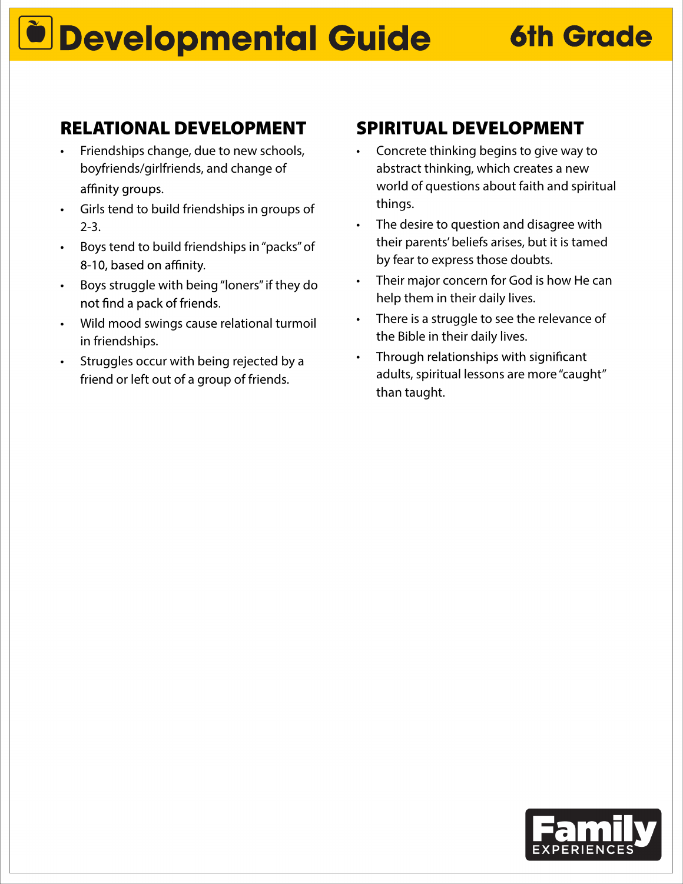# Developmental Guide — 6th Grade

## RELATIONAL DEVELOPMENT

- Friendships change, due to new schools, boyfriends/girlfriends, and change of affinity groups.
- Girls tend to build friendships in groups of 2-3.
- Boys tend to build friendships in "packs" of 8-10, based on affinity.
- Boys struggle with being "loners" if they do not find a pack of friends.
- Wild mood swings cause relational turmoil in friendships.
- Struggles occur with being rejected by a friend or left out of a group of friends.

## SPIRITUAL DEVELOPMENT

- Concrete thinking begins to give way to abstract thinking, which creates a new world of questions about faith and spiritual things.
- The desire to question and disagree with their parents' beliefs arises, but it is tamed by fear to express those doubts.
- Their major concern for God is how He can help them in their daily lives.
- There is a struggle to see the relevance of the Bible in their daily lives.
- Through relationships with significant adults, spiritual lessons are more "caught" than taught.

Family EXPERIENCES